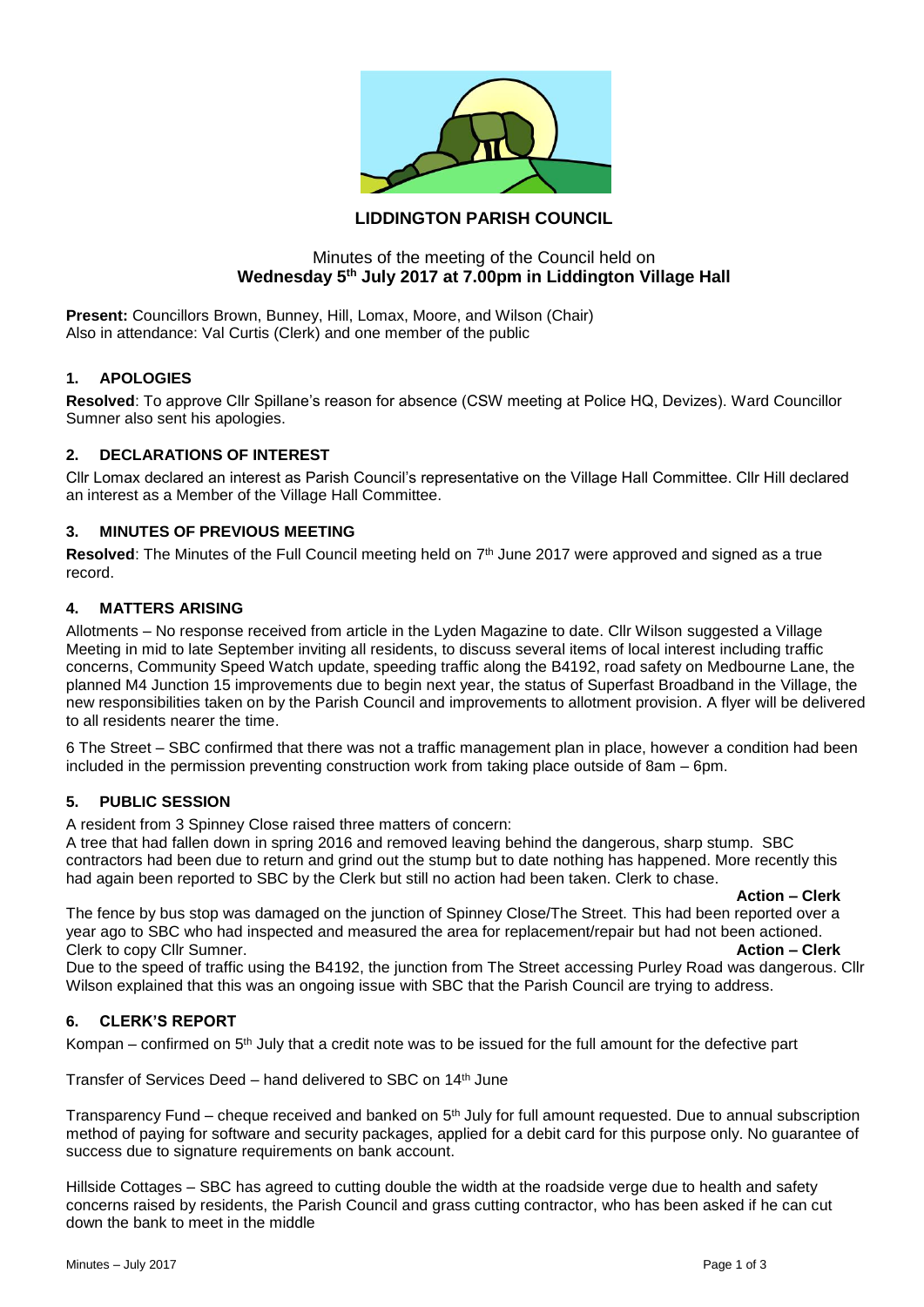# LIDDINGTON PARISH COUNCIL

Minutes of the meeting of the Council held on
**Wednesday 5th July 2017 at 7.00pm in Liddington Village Hall**

**Present:** Councillors Brown, Bunney, Hill, Lomax, Moore, and Wilson (Chair)
Also in attendance: Val Curtis (Clerk) and one member of the public

## 1. APOLOGIES

**Resolved**: To approve Cllr Spillane's reason for absence (CSW meeting at Police HQ, Devizes). Ward Councillor Sumner also sent his apologies.

## 2. DECLARATIONS OF INTEREST

Cllr Lomax declared an interest as Parish Council's representative on the Village Hall Committee. Cllr Hill declared an interest as a Member of the Village Hall Committee.

## 3. MINUTES OF PREVIOUS MEETING

**Resolved**: The Minutes of the Full Council meeting held on 7th June 2017 were approved and signed as a true record.

## 4. MATTERS ARISING

Allotments – No response received from article in the Lyden Magazine to date. Cllr Wilson suggested a Village Meeting in mid to late September inviting all residents, to discuss several items of local interest including traffic concerns, Community Speed Watch update, speeding traffic along the B4192, road safety on Medbourne Lane, the planned M4 Junction 15 improvements due to begin next year, the status of Superfast Broadband in the Village, the new responsibilities taken on by the Parish Council and improvements to allotment provision. A flyer will be delivered to all residents nearer the time.

6 The Street – SBC confirmed that there was not a traffic management plan in place, however a condition had been included in the permission preventing construction work from taking place outside of 8am – 6pm.

## 5. PUBLIC SESSION

A resident from 3 Spinney Close raised three matters of concern:

A tree that had fallen down in spring 2016 and removed leaving behind the dangerous, sharp stump. SBC contractors had been due to return and grind out the stump but to date nothing has happened. More recently this had again been reported to SBC by the Clerk but still no action had been taken. Clerk to chase.

**Action – Clerk**

The fence by bus stop was damaged on the junction of Spinney Close/The Street. This had been reported over a year ago to SBC who had inspected and measured the area for replacement/repair but had not been actioned. Clerk to copy Cllr Sumner. **Action – Clerk**

Due to the speed of traffic using the B4192, the junction from The Street accessing Purley Road was dangerous. Cllr Wilson explained that this was an ongoing issue with SBC that the Parish Council are trying to address.

## 6. CLERK'S REPORT

Kompan – confirmed on 5th July that a credit note was to be issued for the full amount for the defective part

Transfer of Services Deed – hand delivered to SBC on 14th June

Transparency Fund – cheque received and banked on 5th July for full amount requested. Due to annual subscription method of paying for software and security packages, applied for a debit card for this purpose only. No guarantee of success due to signature requirements on bank account.

Hillside Cottages – SBC has agreed to cutting double the width at the roadside verge due to health and safety concerns raised by residents, the Parish Council and grass cutting contractor, who has been asked if he can cut down the bank to meet in the middle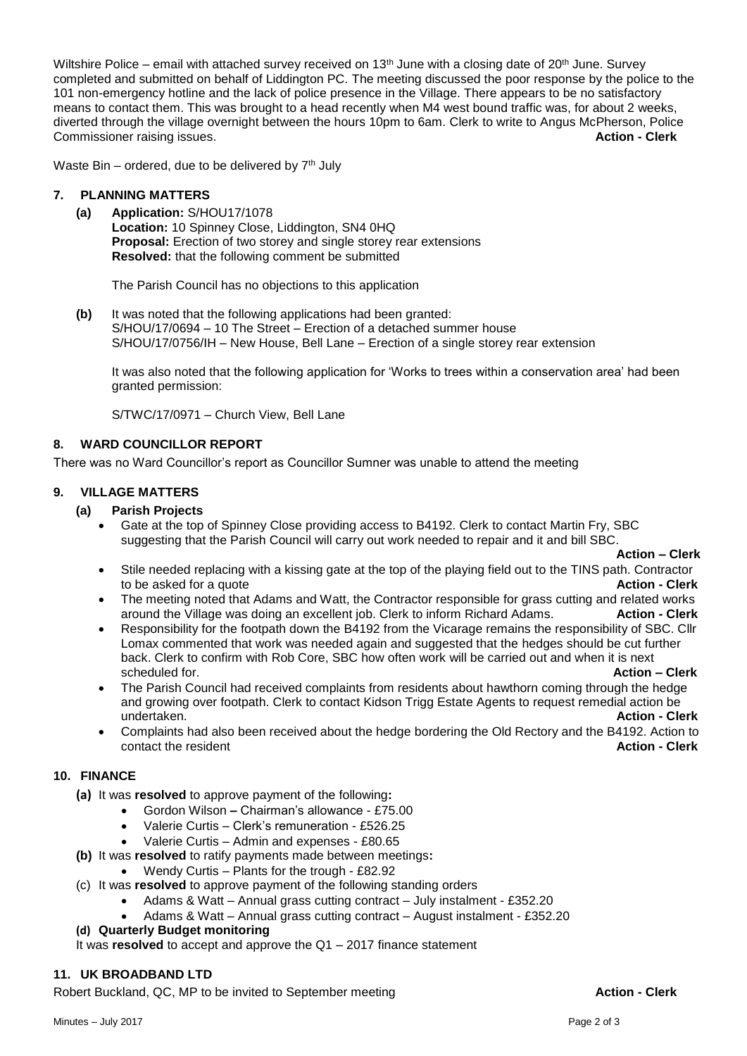Wiltshire Police – email with attached survey received on 13th June with a closing date of 20th June. Survey completed and submitted on behalf of Liddington PC. The meeting discussed the poor response by the police to the 101 non-emergency hotline and the lack of police presence in the Village. There appears to be no satisfactory means to contact them. This was brought to a head recently when M4 west bound traffic was, for about 2 weeks, diverted through the village overnight between the hours 10pm to 6am. Clerk to write to Angus McPherson, Police Commissioner raising issues. **Action - Clerk**

Waste Bin – ordered, due to be delivered by 7th July

## 7. PLANNING MATTERS

**(a)** **Application:** S/HOU17/1078
**Location:** 10 Spinney Close, Liddington, SN4 0HQ
**Proposal:** Erection of two storey and single storey rear extensions
**Resolved:** that the following comment be submitted

The Parish Council has no objections to this application

**(b)** It was noted that the following applications had been granted:
S/HOU/17/0694 – 10 The Street – Erection of a detached summer house
S/HOU/17/0756/IH – New House, Bell Lane – Erection of a single storey rear extension

It was also noted that the following application for 'Works to trees within a conservation area' had been granted permission:

S/TWC/17/0971 – Church View, Bell Lane

## 8. WARD COUNCILLOR REPORT

There was no Ward Councillor's report as Councillor Sumner was unable to attend the meeting

## 9. VILLAGE MATTERS

**(a) Parish Projects**

- Gate at the top of Spinney Close providing access to B4192. Clerk to contact Martin Fry, SBC suggesting that the Parish Council will carry out work needed to repair and it and bill SBC. **Action – Clerk**
- Stile needed replacing with a kissing gate at the top of the playing field out to the TINS path. Contractor to be asked for a quote **Action - Clerk**
- The meeting noted that Adams and Watt, the Contractor responsible for grass cutting and related works around the Village was doing an excellent job. Clerk to inform Richard Adams. **Action - Clerk**
- Responsibility for the footpath down the B4192 from the Vicarage remains the responsibility of SBC. Cllr Lomax commented that work was needed again and suggested that the hedges should be cut further back. Clerk to confirm with Rob Core, SBC how often work will be carried out and when it is next scheduled for. **Action – Clerk**
- The Parish Council had received complaints from residents about hawthorn coming through the hedge and growing over footpath. Clerk to contact Kidson Trigg Estate Agents to request remedial action be undertaken. **Action - Clerk**
- Complaints had also been received about the hedge bordering the Old Rectory and the B4192. Action to contact the resident **Action - Clerk**

## 10. FINANCE

**(a)** It was **resolved** to approve payment of the following**:**
- Gordon Wilson **–** Chairman's allowance - £75.00
- Valerie Curtis – Clerk's remuneration - £526.25
- Valerie Curtis – Admin and expenses - £80.65

**(b)** It was **resolved** to ratify payments made between meetings**:**
- Wendy Curtis – Plants for the trough - £82.92

(c) It was **resolved** to approve payment of the following standing orders
- Adams & Watt – Annual grass cutting contract – July instalment - £352.20
- Adams & Watt – Annual grass cutting contract – August instalment - £352.20

**(d) Quarterly Budget monitoring**

It was **resolved** to accept and approve the Q1 – 2017 finance statement

## 11. UK BROADBAND LTD

Robert Buckland, QC, MP to be invited to September meeting **Action - Clerk**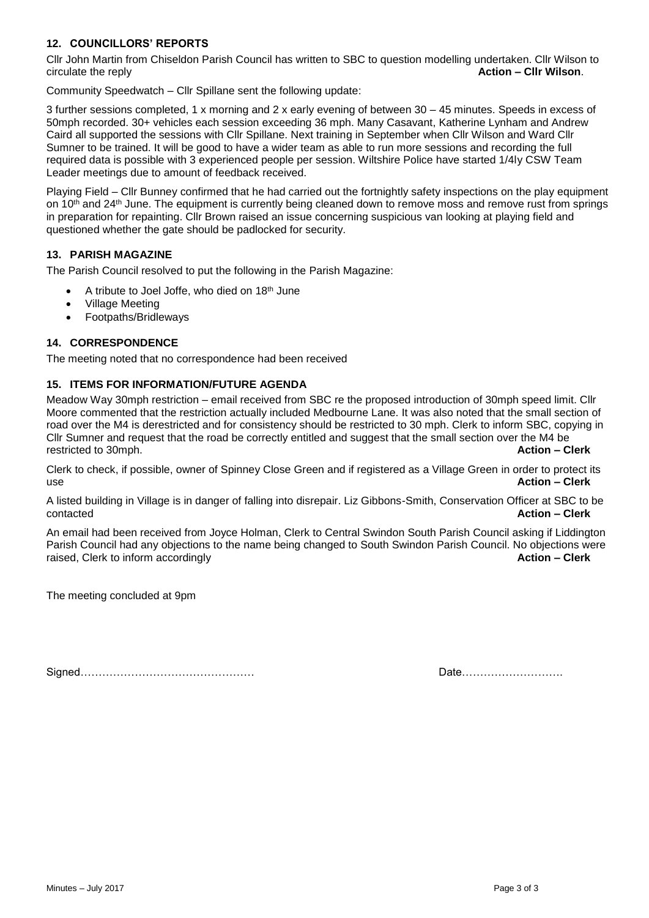### 12. COUNCILLORS' REPORTS

Cllr John Martin from Chiseldon Parish Council has written to SBC to question modelling undertaken. Cllr Wilson to circulate the reply **Action – Cllr Wilson**.

Community Speedwatch – Cllr Spillane sent the following update:

3 further sessions completed, 1 x morning and 2 x early evening of between 30 – 45 minutes. Speeds in excess of 50mph recorded. 30+ vehicles each session exceeding 36 mph. Many Casavant, Katherine Lynham and Andrew Caird all supported the sessions with Cllr Spillane. Next training in September when Cllr Wilson and Ward Cllr Sumner to be trained. It will be good to have a wider team as able to run more sessions and recording the full required data is possible with 3 experienced people per session. Wiltshire Police have started 1/4ly CSW Team Leader meetings due to amount of feedback received.

Playing Field – Cllr Bunney confirmed that he had carried out the fortnightly safety inspections on the play equipment on 10th and 24th June. The equipment is currently being cleaned down to remove moss and remove rust from springs in preparation for repainting. Cllr Brown raised an issue concerning suspicious van looking at playing field and questioned whether the gate should be padlocked for security.

### 13. PARISH MAGAZINE

The Parish Council resolved to put the following in the Parish Magazine:

- A tribute to Joel Joffe, who died on 18th June
- Village Meeting
- Footpaths/Bridleways

### 14. CORRESPONDENCE

The meeting noted that no correspondence had been received

### 15. ITEMS FOR INFORMATION/FUTURE AGENDA

Meadow Way 30mph restriction – email received from SBC re the proposed introduction of 30mph speed limit. Cllr Moore commented that the restriction actually included Medbourne Lane. It was also noted that the small section of road over the M4 is derestricted and for consistency should be restricted to 30 mph. Clerk to inform SBC, copying in Cllr Sumner and request that the road be correctly entitled and suggest that the small section over the M4 be restricted to 30mph. **Action – Clerk**

Clerk to check, if possible, owner of Spinney Close Green and if registered as a Village Green in order to protect its use **Action – Clerk**

A listed building in Village is in danger of falling into disrepair. Liz Gibbons-Smith, Conservation Officer at SBC to be contacted **Action – Clerk**

An email had been received from Joyce Holman, Clerk to Central Swindon South Parish Council asking if Liddington Parish Council had any objections to the name being changed to South Swindon Parish Council. No objections were raised, Clerk to inform accordingly **Action – Clerk**

The meeting concluded at 9pm

Signed………………………………………… Date……………………….